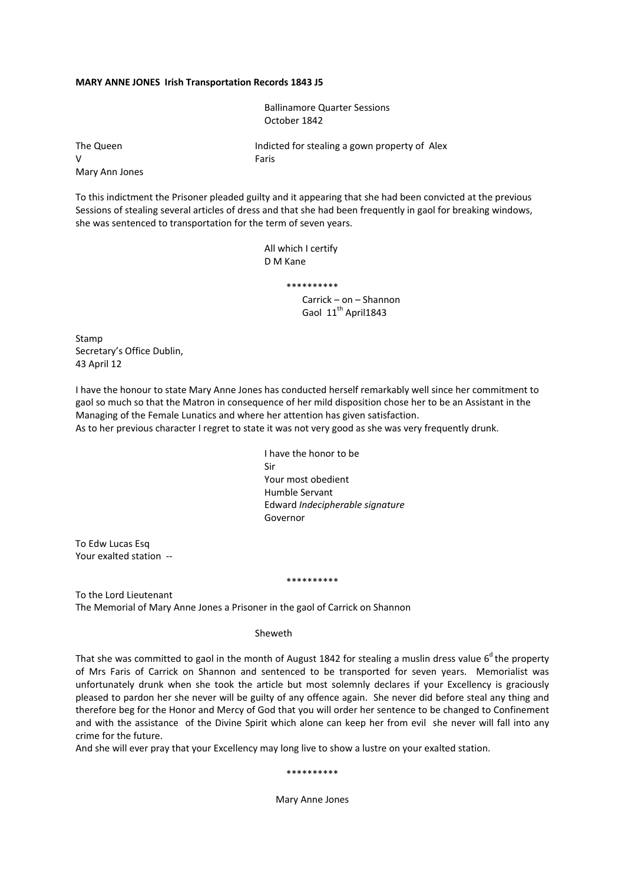**MARY ANNE JONES Irish Transportation Records 1843 J5**

Ballinamore Quarter Sessions
October 1842

The Queen
V
Mary Ann Jones

Indicted for stealing a gown property of Alex Faris

To this indictment the Prisoner pleaded guilty and it appearing that she had been convicted at the previous Sessions of stealing several articles of dress and that she had been frequently in gaol for breaking windows, she was sentenced to transportation for the term of seven years.

All which I certify
D M Kane

**********

Carrick – on – Shannon
Gaol 11th April1843

Stamp
Secretary's Office Dublin,
43 April 12

I have the honour to state Mary Anne Jones has conducted herself remarkably well since her commitment to gaol so much so that the Matron in consequence of her mild disposition chose her to be an Assistant in the Managing of the Female Lunatics and where her attention has given satisfaction.
As to her previous character I regret to state it was not very good as she was very frequently drunk.

I have the honor to be
Sir
Your most obedient
Humble Servant
Edward *Indecipherable signature*
Governor

To Edw Lucas Esq
Your exalted station --

**********

To the Lord Lieutenant
The Memorial of Mary Anne Jones a Prisoner in the gaol of Carrick on Shannon

Sheweth

That she was committed to gaol in the month of August 1842 for stealing a muslin dress value 6d the property of Mrs Faris of Carrick on Shannon and sentenced to be transported for seven years. Memorialist was unfortunately drunk when she took the article but most solemnly declares if your Excellency is graciously pleased to pardon her she never will be guilty of any offence again. She never did before steal any thing and therefore beg for the Honor and Mercy of God that you will order her sentence to be changed to Confinement and with the assistance of the Divine Spirit which alone can keep her from evil she never will fall into any crime for the future.
And she will ever pray that your Excellency may long live to show a lustre on your exalted station.

**********

Mary Anne Jones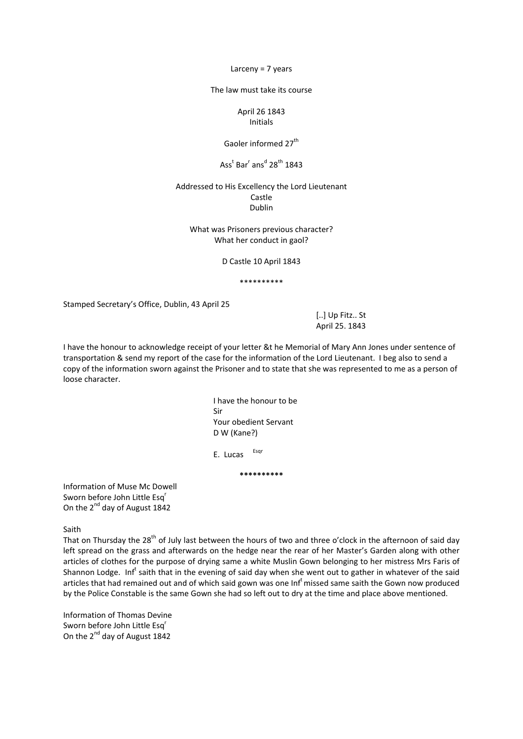Larceny = 7 years

The law must take its course

April 26 1843
Initials

Gaoler informed 27th

Asst Barr ansd 28th 1843

Addressed to His Excellency the Lord Lieutenant
Castle
Dublin

What was Prisoners previous character?
What her conduct in gaol?

D Castle 10 April 1843

**********

Stamped Secretary's Office, Dublin, 43 April 25

[..] Up Fitz.. St
April 25. 1843

I have the honour to acknowledge receipt of your letter &t he Memorial of Mary Ann Jones under sentence of transportation & send my report of the case for the information of the Lord Lieutenant. I beg also to send a copy of the information sworn against the Prisoner and to state that she was represented to me as a person of loose character.

I have the honour to be
Sir
Your obedient Servant
D W (Kane?)

E. Lucas Esqr

**\*\*\*\*\*\*\*\*\*\***

Information of Muse Mc Dowell
Sworn before John Little Esqr
On the 2nd day of August 1842

Saith
That on Thursday the 28th of July last between the hours of two and three o'clock in the afternoon of said day left spread on the grass and afterwards on the hedge near the rear of her Master's Garden along with other articles of clothes for the purpose of drying same a white Muslin Gown belonging to her mistress Mrs Faris of Shannon Lodge. Inft saith that in the evening of said day when she went out to gather in whatever of the said articles that had remained out and of which said gown was one Inft missed same saith the Gown now produced by the Police Constable is the same Gown she had so left out to dry at the time and place above mentioned.

Information of Thomas Devine
Sworn before John Little Esqr
On the 2nd day of August 1842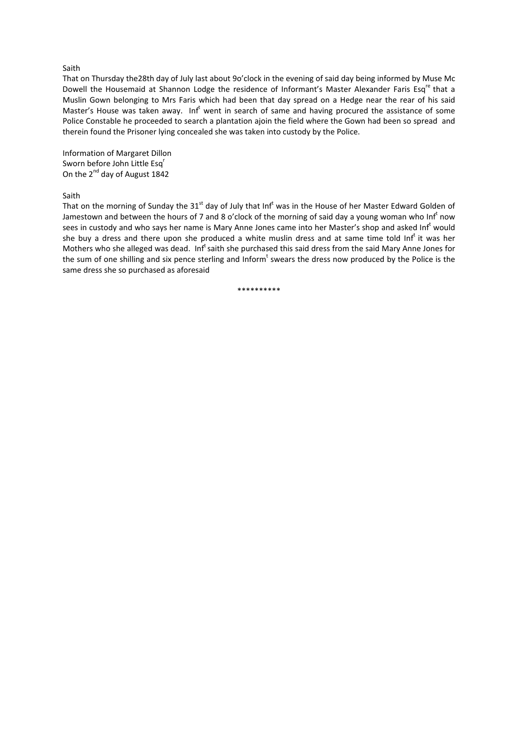Saith

That on Thursday the28th day of July last about 9o'clock in the evening of said day being informed by Muse Mc Dowell the Housemaid at Shannon Lodge the residence of Informant's Master Alexander Faris Esq[re] that a Muslin Gown belonging to Mrs Faris which had been that day spread on a Hedge near the rear of his said Master's House was taken away. Inf[t] went in search of same and having procured the assistance of some Police Constable he proceeded to search a plantation ajoin the field where the Gown had been so spread and therein found the Prisoner lying concealed she was taken into custody by the Police.

Information of Margaret Dillon
Sworn before John Little Esq[r]
On the 2[nd] day of August 1842

Saith

That on the morning of Sunday the 31[st] day of July that Inf[t] was in the House of her Master Edward Golden of Jamestown and between the hours of 7 and 8 o'clock of the morning of said day a young woman who Inf[t] now sees in custody and who says her name is Mary Anne Jones came into her Master's shop and asked Inf[t] would she buy a dress and there upon she produced a white muslin dress and at same time told Inf[t] it was her Mothers who she alleged was dead. Inf[t] saith she purchased this said dress from the said Mary Anne Jones for the sum of one shilling and six pence sterling and Inform[t] swears the dress now produced by the Police is the same dress she so purchased as aforesaid

**********